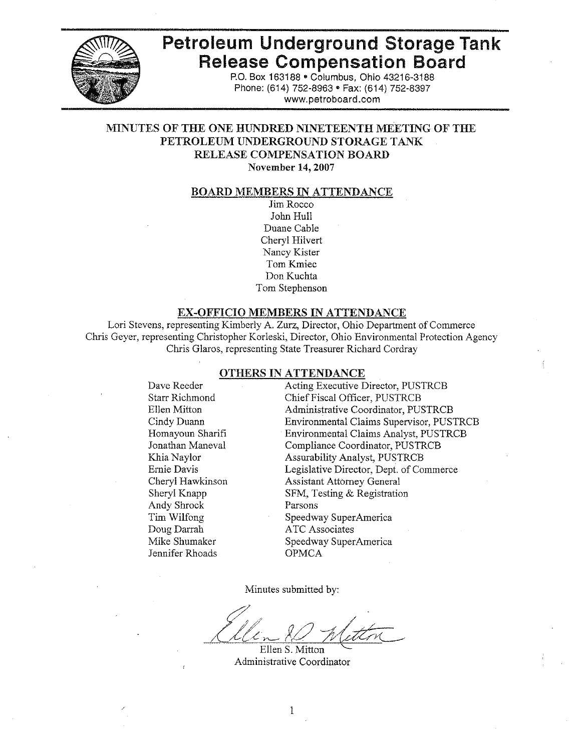# Petroleum Underground Storage Tank Release Compensation Board

P.O. Box 163188 • Columbus, Ohio 43216-3188
Phone: (614) 752-8963 • Fax: (614) 752-8397
www.petroboard.com

## MINUTES OF THE ONE HUNDRED NINETEENTH MEETING OF THE PETROLEUM UNDERGROUND STORAGE TANK RELEASE COMPENSATION BOARD

**November 14, 2007**

### BOARD MEMBERS IN ATTENDANCE

Jim Rocco
John Hull
Duane Cable
Cheryl Hilvert
Nancy Kister
Tom Kmiec
Don Kuchta
Tom Stephenson

### EX-OFFICIO MEMBERS IN ATTENDANCE

Lori Stevens, representing Kimberly A. Zurz, Director, Ohio Department of Commerce
Chris Geyer, representing Christopher Korleski, Director, Ohio Environmental Protection Agency
Chris Glaros, representing State Treasurer Richard Cordray

### OTHERS IN ATTENDANCE

| | |
|---|---|
| Dave Reeder | Acting Executive Director, PUSTRCB |
| Starr Richmond | Chief Fiscal Officer, PUSTRCB |
| Ellen Mitton | Administrative Coordinator, PUSTRCB |
| Cindy Duann | Environmental Claims Supervisor, PUSTRCB |
| Homayoun Sharifi | Environmental Claims Analyst, PUSTRCB |
| Jonathan Maneval | Compliance Coordinator, PUSTRCB |
| Khia Naylor | Assurability Analyst, PUSTRCB |
| Ernie Davis | Legislative Director, Dept. of Commerce |
| Cheryl Hawkinson | Assistant Attorney General |
| Sheryl Knapp | SFM, Testing & Registration |
| Andy Shrock | Parsons |
| Tim Wilfong | Speedway SuperAmerica |
| Doug Darrah | ATC Associates |
| Mike Shumaker | Speedway SuperAmerica |
| Jennifer Rhoads | OPMCA |

Minutes submitted by:

Ellen S. Mitton
Administrative Coordinator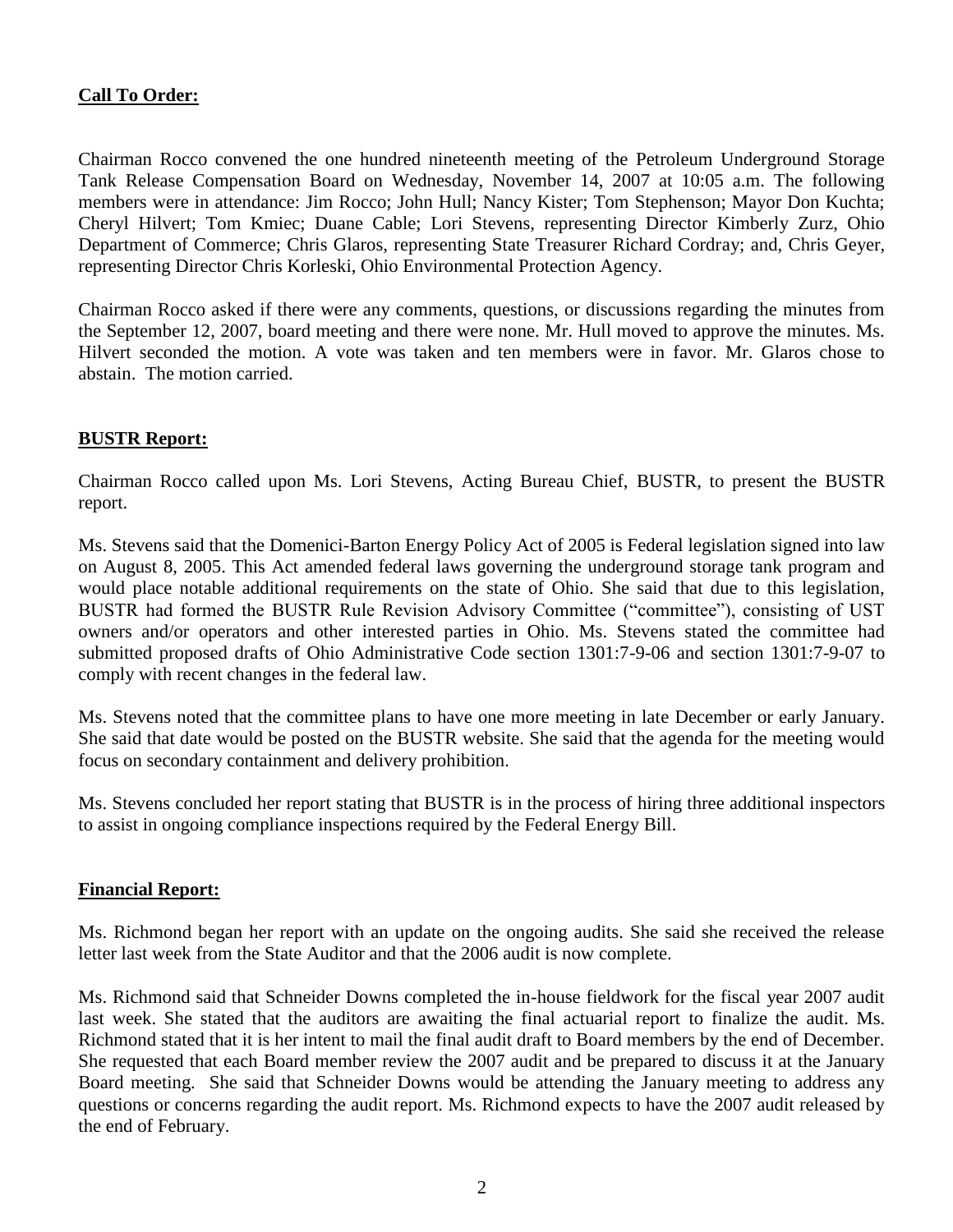**Call To Order:**

Chairman Rocco convened the one hundred nineteenth meeting of the Petroleum Underground Storage Tank Release Compensation Board on Wednesday, November 14, 2007 at 10:05 a.m. The following members were in attendance: Jim Rocco; John Hull; Nancy Kister; Tom Stephenson; Mayor Don Kuchta; Cheryl Hilvert; Tom Kmiec; Duane Cable; Lori Stevens, representing Director Kimberly Zurz, Ohio Department of Commerce; Chris Glaros, representing State Treasurer Richard Cordray; and, Chris Geyer, representing Director Chris Korleski, Ohio Environmental Protection Agency.

Chairman Rocco asked if there were any comments, questions, or discussions regarding the minutes from the September 12, 2007, board meeting and there were none. Mr. Hull moved to approve the minutes. Ms. Hilvert seconded the motion. A vote was taken and ten members were in favor. Mr. Glaros chose to abstain. The motion carried.

**BUSTR Report:**

Chairman Rocco called upon Ms. Lori Stevens, Acting Bureau Chief, BUSTR, to present the BUSTR report.

Ms. Stevens said that the Domenici-Barton Energy Policy Act of 2005 is Federal legislation signed into law on August 8, 2005. This Act amended federal laws governing the underground storage tank program and would place notable additional requirements on the state of Ohio. She said that due to this legislation, BUSTR had formed the BUSTR Rule Revision Advisory Committee ("committee"), consisting of UST owners and/or operators and other interested parties in Ohio. Ms. Stevens stated the committee had submitted proposed drafts of Ohio Administrative Code section 1301:7-9-06 and section 1301:7-9-07 to comply with recent changes in the federal law.

Ms. Stevens noted that the committee plans to have one more meeting in late December or early January. She said that date would be posted on the BUSTR website. She said that the agenda for the meeting would focus on secondary containment and delivery prohibition.

Ms. Stevens concluded her report stating that BUSTR is in the process of hiring three additional inspectors to assist in ongoing compliance inspections required by the Federal Energy Bill.

**Financial Report:**

Ms. Richmond began her report with an update on the ongoing audits. She said she received the release letter last week from the State Auditor and that the 2006 audit is now complete.

Ms. Richmond said that Schneider Downs completed the in-house fieldwork for the fiscal year 2007 audit last week. She stated that the auditors are awaiting the final actuarial report to finalize the audit. Ms. Richmond stated that it is her intent to mail the final audit draft to Board members by the end of December. She requested that each Board member review the 2007 audit and be prepared to discuss it at the January Board meeting. She said that Schneider Downs would be attending the January meeting to address any questions or concerns regarding the audit report. Ms. Richmond expects to have the 2007 audit released by the end of February.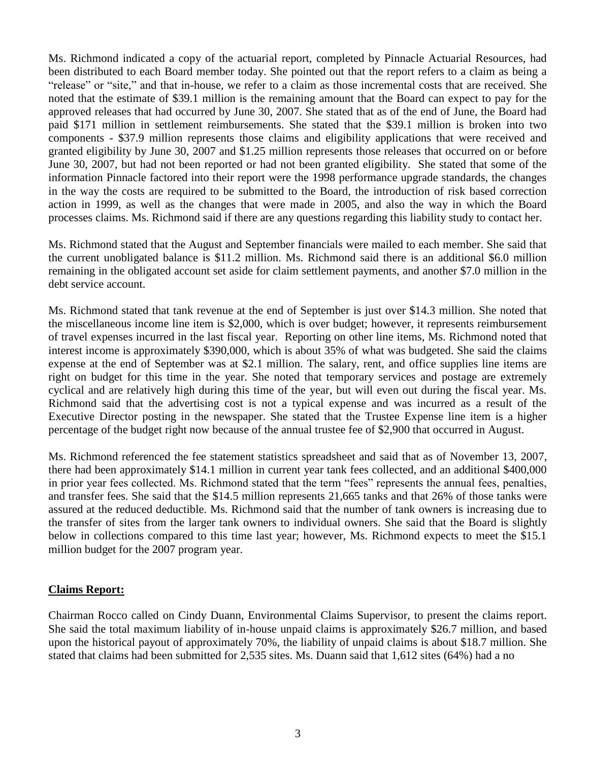Ms. Richmond indicated a copy of the actuarial report, completed by Pinnacle Actuarial Resources, had been distributed to each Board member today. She pointed out that the report refers to a claim as being a "release" or "site," and that in-house, we refer to a claim as those incremental costs that are received. She noted that the estimate of $39.1 million is the remaining amount that the Board can expect to pay for the approved releases that had occurred by June 30, 2007. She stated that as of the end of June, the Board had paid $171 million in settlement reimbursements. She stated that the $39.1 million is broken into two components - $37.9 million represents those claims and eligibility applications that were received and granted eligibility by June 30, 2007 and $1.25 million represents those releases that occurred on or before June 30, 2007, but had not been reported or had not been granted eligibility. She stated that some of the information Pinnacle factored into their report were the 1998 performance upgrade standards, the changes in the way the costs are required to be submitted to the Board, the introduction of risk based correction action in 1999, as well as the changes that were made in 2005, and also the way in which the Board processes claims. Ms. Richmond said if there are any questions regarding this liability study to contact her.

Ms. Richmond stated that the August and September financials were mailed to each member. She said that the current unobligated balance is $11.2 million. Ms. Richmond said there is an additional $6.0 million remaining in the obligated account set aside for claim settlement payments, and another $7.0 million in the debt service account.

Ms. Richmond stated that tank revenue at the end of September is just over $14.3 million. She noted that the miscellaneous income line item is $2,000, which is over budget; however, it represents reimbursement of travel expenses incurred in the last fiscal year. Reporting on other line items, Ms. Richmond noted that interest income is approximately $390,000, which is about 35% of what was budgeted. She said the claims expense at the end of September was at $2.1 million. The salary, rent, and office supplies line items are right on budget for this time in the year. She noted that temporary services and postage are extremely cyclical and are relatively high during this time of the year, but will even out during the fiscal year. Ms. Richmond said that the advertising cost is not a typical expense and was incurred as a result of the Executive Director posting in the newspaper. She stated that the Trustee Expense line item is a higher percentage of the budget right now because of the annual trustee fee of $2,900 that occurred in August.

Ms. Richmond referenced the fee statement statistics spreadsheet and said that as of November 13, 2007, there had been approximately $14.1 million in current year tank fees collected, and an additional $400,000 in prior year fees collected. Ms. Richmond stated that the term "fees" represents the annual fees, penalties, and transfer fees. She said that the $14.5 million represents 21,665 tanks and that 26% of those tanks were assured at the reduced deductible. Ms. Richmond said that the number of tank owners is increasing due to the transfer of sites from the larger tank owners to individual owners. She said that the Board is slightly below in collections compared to this time last year; however, Ms. Richmond expects to meet the $15.1 million budget for the 2007 program year.

**Claims Report:**

Chairman Rocco called on Cindy Duann, Environmental Claims Supervisor, to present the claims report. She said the total maximum liability of in-house unpaid claims is approximately $26.7 million, and based upon the historical payout of approximately 70%, the liability of unpaid claims is about $18.7 million. She stated that claims had been submitted for 2,535 sites. Ms. Duann said that 1,612 sites (64%) had a no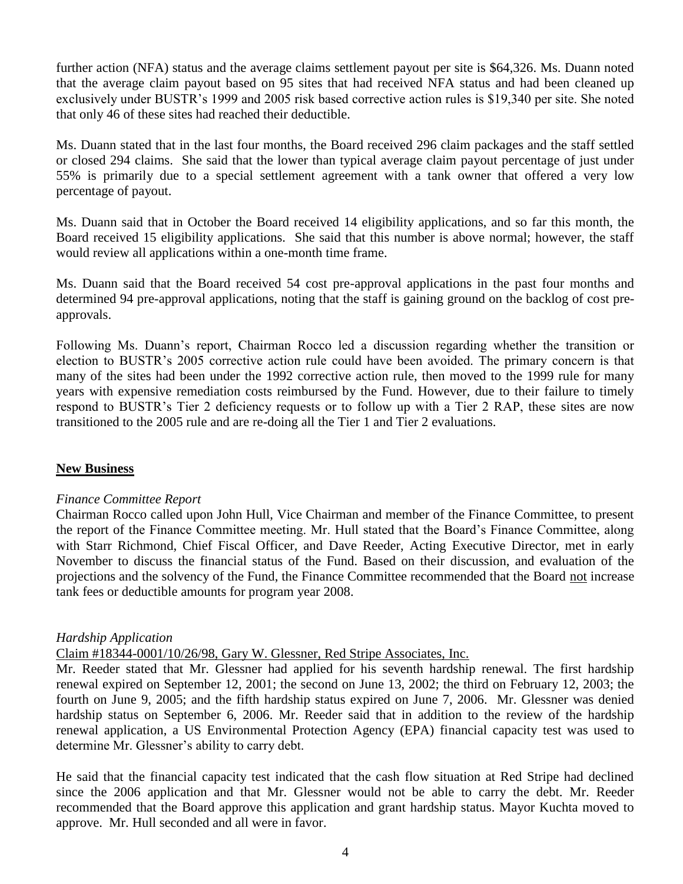further action (NFA) status and the average claims settlement payout per site is $64,326. Ms. Duann noted that the average claim payout based on 95 sites that had received NFA status and had been cleaned up exclusively under BUSTR's 1999 and 2005 risk based corrective action rules is $19,340 per site. She noted that only 46 of these sites had reached their deductible.

Ms. Duann stated that in the last four months, the Board received 296 claim packages and the staff settled or closed 294 claims. She said that the lower than typical average claim payout percentage of just under 55% is primarily due to a special settlement agreement with a tank owner that offered a very low percentage of payout.

Ms. Duann said that in October the Board received 14 eligibility applications, and so far this month, the Board received 15 eligibility applications. She said that this number is above normal; however, the staff would review all applications within a one-month time frame.

Ms. Duann said that the Board received 54 cost pre-approval applications in the past four months and determined 94 pre-approval applications, noting that the staff is gaining ground on the backlog of cost pre-approvals.

Following Ms. Duann's report, Chairman Rocco led a discussion regarding whether the transition or election to BUSTR's 2005 corrective action rule could have been avoided. The primary concern is that many of the sites had been under the 1992 corrective action rule, then moved to the 1999 rule for many years with expensive remediation costs reimbursed by the Fund. However, due to their failure to timely respond to BUSTR's Tier 2 deficiency requests or to follow up with a Tier 2 RAP, these sites are now transitioned to the 2005 rule and are re-doing all the Tier 1 and Tier 2 evaluations.

## New Business

*Finance Committee Report*

Chairman Rocco called upon John Hull, Vice Chairman and member of the Finance Committee, to present the report of the Finance Committee meeting. Mr. Hull stated that the Board's Finance Committee, along with Starr Richmond, Chief Fiscal Officer, and Dave Reeder, Acting Executive Director, met in early November to discuss the financial status of the Fund. Based on their discussion, and evaluation of the projections and the solvency of the Fund, the Finance Committee recommended that the Board <u>not</u> increase tank fees or deductible amounts for program year 2008.

*Hardship Application*

<u>Claim #18344-0001/10/26/98, Gary W. Glessner, Red Stripe Associates, Inc.</u>

Mr. Reeder stated that Mr. Glessner had applied for his seventh hardship renewal. The first hardship renewal expired on September 12, 2001; the second on June 13, 2002; the third on February 12, 2003; the fourth on June 9, 2005; and the fifth hardship status expired on June 7, 2006. Mr. Glessner was denied hardship status on September 6, 2006. Mr. Reeder said that in addition to the review of the hardship renewal application, a US Environmental Protection Agency (EPA) financial capacity test was used to determine Mr. Glessner's ability to carry debt.

He said that the financial capacity test indicated that the cash flow situation at Red Stripe had declined since the 2006 application and that Mr. Glessner would not be able to carry the debt. Mr. Reeder recommended that the Board approve this application and grant hardship status. Mayor Kuchta moved to approve. Mr. Hull seconded and all were in favor.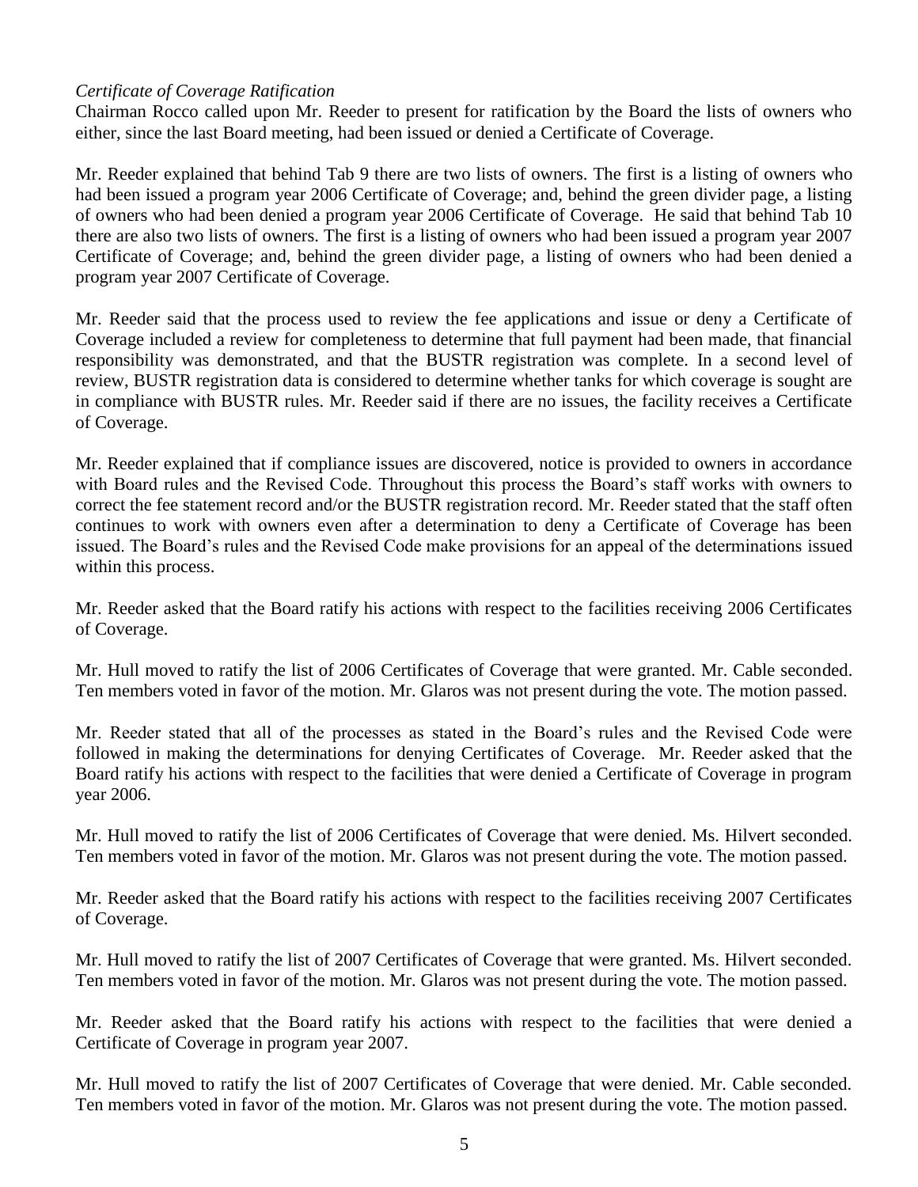*Certificate of Coverage Ratification*

Chairman Rocco called upon Mr. Reeder to present for ratification by the Board the lists of owners who either, since the last Board meeting, had been issued or denied a Certificate of Coverage.

Mr. Reeder explained that behind Tab 9 there are two lists of owners. The first is a listing of owners who had been issued a program year 2006 Certificate of Coverage; and, behind the green divider page, a listing of owners who had been denied a program year 2006 Certificate of Coverage. He said that behind Tab 10 there are also two lists of owners. The first is a listing of owners who had been issued a program year 2007 Certificate of Coverage; and, behind the green divider page, a listing of owners who had been denied a program year 2007 Certificate of Coverage.

Mr. Reeder said that the process used to review the fee applications and issue or deny a Certificate of Coverage included a review for completeness to determine that full payment had been made, that financial responsibility was demonstrated, and that the BUSTR registration was complete. In a second level of review, BUSTR registration data is considered to determine whether tanks for which coverage is sought are in compliance with BUSTR rules. Mr. Reeder said if there are no issues, the facility receives a Certificate of Coverage.

Mr. Reeder explained that if compliance issues are discovered, notice is provided to owners in accordance with Board rules and the Revised Code. Throughout this process the Board's staff works with owners to correct the fee statement record and/or the BUSTR registration record. Mr. Reeder stated that the staff often continues to work with owners even after a determination to deny a Certificate of Coverage has been issued. The Board's rules and the Revised Code make provisions for an appeal of the determinations issued within this process.

Mr. Reeder asked that the Board ratify his actions with respect to the facilities receiving 2006 Certificates of Coverage.

Mr. Hull moved to ratify the list of 2006 Certificates of Coverage that were granted. Mr. Cable seconded. Ten members voted in favor of the motion. Mr. Glaros was not present during the vote. The motion passed.

Mr. Reeder stated that all of the processes as stated in the Board's rules and the Revised Code were followed in making the determinations for denying Certificates of Coverage. Mr. Reeder asked that the Board ratify his actions with respect to the facilities that were denied a Certificate of Coverage in program year 2006.

Mr. Hull moved to ratify the list of 2006 Certificates of Coverage that were denied. Ms. Hilvert seconded. Ten members voted in favor of the motion. Mr. Glaros was not present during the vote. The motion passed.

Mr. Reeder asked that the Board ratify his actions with respect to the facilities receiving 2007 Certificates of Coverage.

Mr. Hull moved to ratify the list of 2007 Certificates of Coverage that were granted. Ms. Hilvert seconded. Ten members voted in favor of the motion. Mr. Glaros was not present during the vote. The motion passed.

Mr. Reeder asked that the Board ratify his actions with respect to the facilities that were denied a Certificate of Coverage in program year 2007.

Mr. Hull moved to ratify the list of 2007 Certificates of Coverage that were denied. Mr. Cable seconded. Ten members voted in favor of the motion. Mr. Glaros was not present during the vote. The motion passed.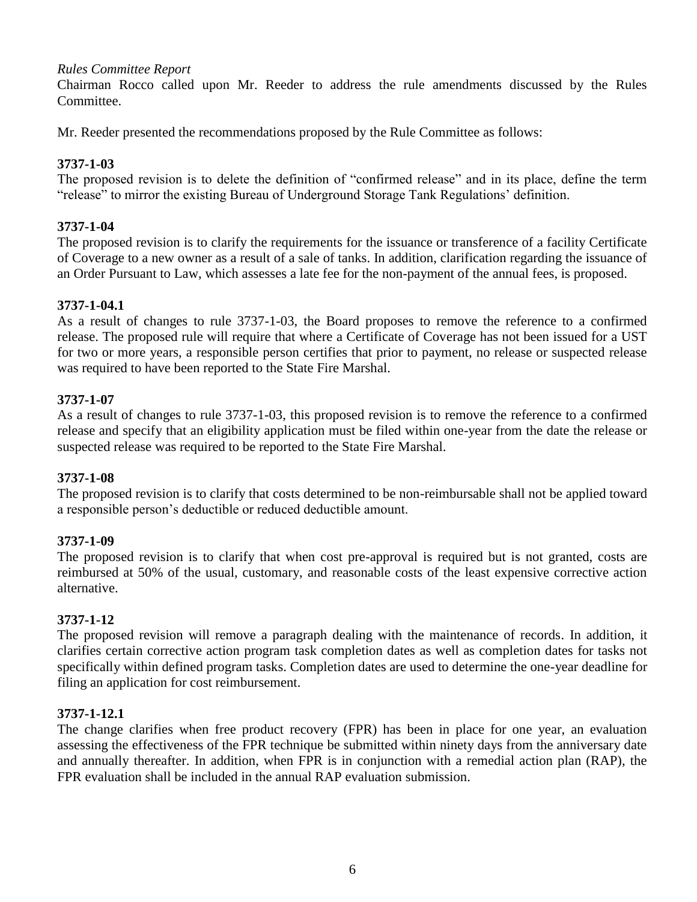*Rules Committee Report*

Chairman Rocco called upon Mr. Reeder to address the rule amendments discussed by the Rules Committee.

Mr. Reeder presented the recommendations proposed by the Rule Committee as follows:

**3737-1-03**

The proposed revision is to delete the definition of "confirmed release" and in its place, define the term "release" to mirror the existing Bureau of Underground Storage Tank Regulations' definition.

**3737-1-04**

The proposed revision is to clarify the requirements for the issuance or transference of a facility Certificate of Coverage to a new owner as a result of a sale of tanks. In addition, clarification regarding the issuance of an Order Pursuant to Law, which assesses a late fee for the non-payment of the annual fees, is proposed.

**3737-1-04.1**

As a result of changes to rule 3737-1-03, the Board proposes to remove the reference to a confirmed release. The proposed rule will require that where a Certificate of Coverage has not been issued for a UST for two or more years, a responsible person certifies that prior to payment, no release or suspected release was required to have been reported to the State Fire Marshal.

**3737-1-07**

As a result of changes to rule 3737-1-03, this proposed revision is to remove the reference to a confirmed release and specify that an eligibility application must be filed within one-year from the date the release or suspected release was required to be reported to the State Fire Marshal.

**3737-1-08**

The proposed revision is to clarify that costs determined to be non-reimbursable shall not be applied toward a responsible person's deductible or reduced deductible amount.

**3737-1-09**

The proposed revision is to clarify that when cost pre-approval is required but is not granted, costs are reimbursed at 50% of the usual, customary, and reasonable costs of the least expensive corrective action alternative.

**3737-1-12**

The proposed revision will remove a paragraph dealing with the maintenance of records. In addition, it clarifies certain corrective action program task completion dates as well as completion dates for tasks not specifically within defined program tasks. Completion dates are used to determine the one-year deadline for filing an application for cost reimbursement.

**3737-1-12.1**

The change clarifies when free product recovery (FPR) has been in place for one year, an evaluation assessing the effectiveness of the FPR technique be submitted within ninety days from the anniversary date and annually thereafter. In addition, when FPR is in conjunction with a remedial action plan (RAP), the FPR evaluation shall be included in the annual RAP evaluation submission.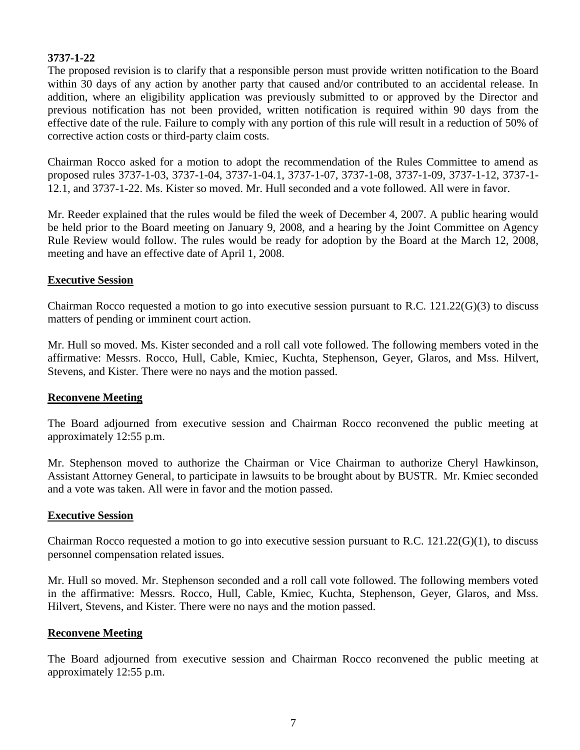**3737-1-22**

The proposed revision is to clarify that a responsible person must provide written notification to the Board within 30 days of any action by another party that caused and/or contributed to an accidental release. In addition, where an eligibility application was previously submitted to or approved by the Director and previous notification has not been provided, written notification is required within 90 days from the effective date of the rule. Failure to comply with any portion of this rule will result in a reduction of 50% of corrective action costs or third-party claim costs.

Chairman Rocco asked for a motion to adopt the recommendation of the Rules Committee to amend as proposed rules 3737-1-03, 3737-1-04, 3737-1-04.1, 3737-1-07, 3737-1-08, 3737-1-09, 3737-1-12, 3737-1-12.1, and 3737-1-22. Ms. Kister so moved. Mr. Hull seconded and a vote followed. All were in favor.

Mr. Reeder explained that the rules would be filed the week of December 4, 2007. A public hearing would be held prior to the Board meeting on January 9, 2008, and a hearing by the Joint Committee on Agency Rule Review would follow. The rules would be ready for adoption by the Board at the March 12, 2008, meeting and have an effective date of April 1, 2008.

## Executive Session

Chairman Rocco requested a motion to go into executive session pursuant to R.C. 121.22(G)(3) to discuss matters of pending or imminent court action.

Mr. Hull so moved. Ms. Kister seconded and a roll call vote followed. The following members voted in the affirmative: Messrs. Rocco, Hull, Cable, Kmiec, Kuchta, Stephenson, Geyer, Glaros, and Mss. Hilvert, Stevens, and Kister. There were no nays and the motion passed.

## Reconvene Meeting

The Board adjourned from executive session and Chairman Rocco reconvened the public meeting at approximately 12:55 p.m.

Mr. Stephenson moved to authorize the Chairman or Vice Chairman to authorize Cheryl Hawkinson, Assistant Attorney General, to participate in lawsuits to be brought about by BUSTR. Mr. Kmiec seconded and a vote was taken. All were in favor and the motion passed.

## Executive Session

Chairman Rocco requested a motion to go into executive session pursuant to R.C. 121.22(G)(1), to discuss personnel compensation related issues.

Mr. Hull so moved. Mr. Stephenson seconded and a roll call vote followed. The following members voted in the affirmative: Messrs. Rocco, Hull, Cable, Kmiec, Kuchta, Stephenson, Geyer, Glaros, and Mss. Hilvert, Stevens, and Kister. There were no nays and the motion passed.

## Reconvene Meeting

The Board adjourned from executive session and Chairman Rocco reconvened the public meeting at approximately 12:55 p.m.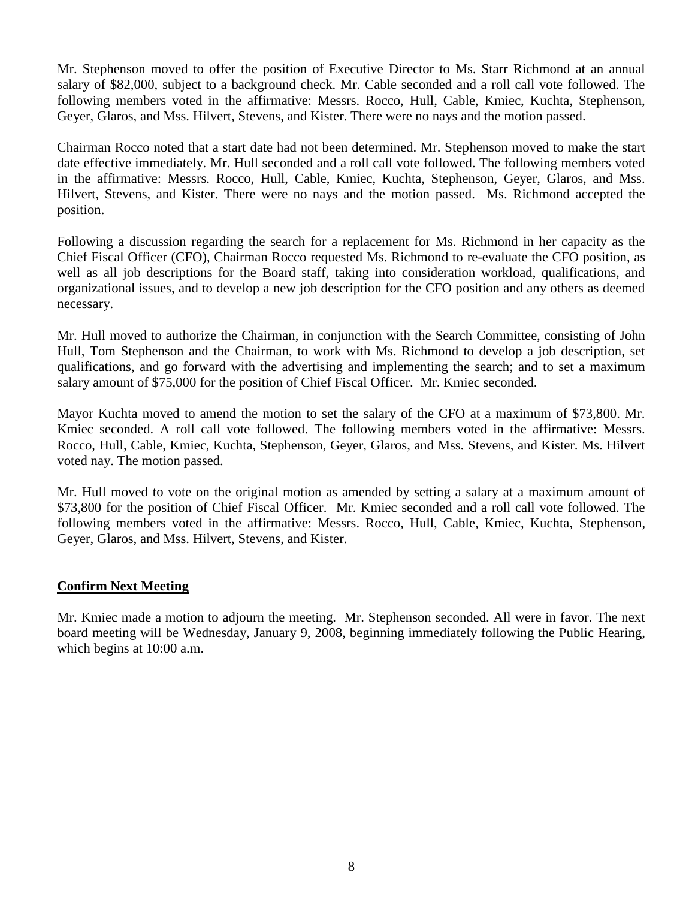Mr. Stephenson moved to offer the position of Executive Director to Ms. Starr Richmond at an annual salary of $82,000, subject to a background check. Mr. Cable seconded and a roll call vote followed. The following members voted in the affirmative: Messrs. Rocco, Hull, Cable, Kmiec, Kuchta, Stephenson, Geyer, Glaros, and Mss. Hilvert, Stevens, and Kister. There were no nays and the motion passed.

Chairman Rocco noted that a start date had not been determined. Mr. Stephenson moved to make the start date effective immediately. Mr. Hull seconded and a roll call vote followed. The following members voted in the affirmative: Messrs. Rocco, Hull, Cable, Kmiec, Kuchta, Stephenson, Geyer, Glaros, and Mss. Hilvert, Stevens, and Kister. There were no nays and the motion passed. Ms. Richmond accepted the position.

Following a discussion regarding the search for a replacement for Ms. Richmond in her capacity as the Chief Fiscal Officer (CFO), Chairman Rocco requested Ms. Richmond to re-evaluate the CFO position, as well as all job descriptions for the Board staff, taking into consideration workload, qualifications, and organizational issues, and to develop a new job description for the CFO position and any others as deemed necessary.

Mr. Hull moved to authorize the Chairman, in conjunction with the Search Committee, consisting of John Hull, Tom Stephenson and the Chairman, to work with Ms. Richmond to develop a job description, set qualifications, and go forward with the advertising and implementing the search; and to set a maximum salary amount of $75,000 for the position of Chief Fiscal Officer. Mr. Kmiec seconded.

Mayor Kuchta moved to amend the motion to set the salary of the CFO at a maximum of $73,800. Mr. Kmiec seconded. A roll call vote followed. The following members voted in the affirmative: Messrs. Rocco, Hull, Cable, Kmiec, Kuchta, Stephenson, Geyer, Glaros, and Mss. Stevens, and Kister. Ms. Hilvert voted nay. The motion passed.

Mr. Hull moved to vote on the original motion as amended by setting a salary at a maximum amount of $73,800 for the position of Chief Fiscal Officer. Mr. Kmiec seconded and a roll call vote followed. The following members voted in the affirmative: Messrs. Rocco, Hull, Cable, Kmiec, Kuchta, Stephenson, Geyer, Glaros, and Mss. Hilvert, Stevens, and Kister.

**Confirm Next Meeting**

Mr. Kmiec made a motion to adjourn the meeting. Mr. Stephenson seconded. All were in favor. The next board meeting will be Wednesday, January 9, 2008, beginning immediately following the Public Hearing, which begins at 10:00 a.m.